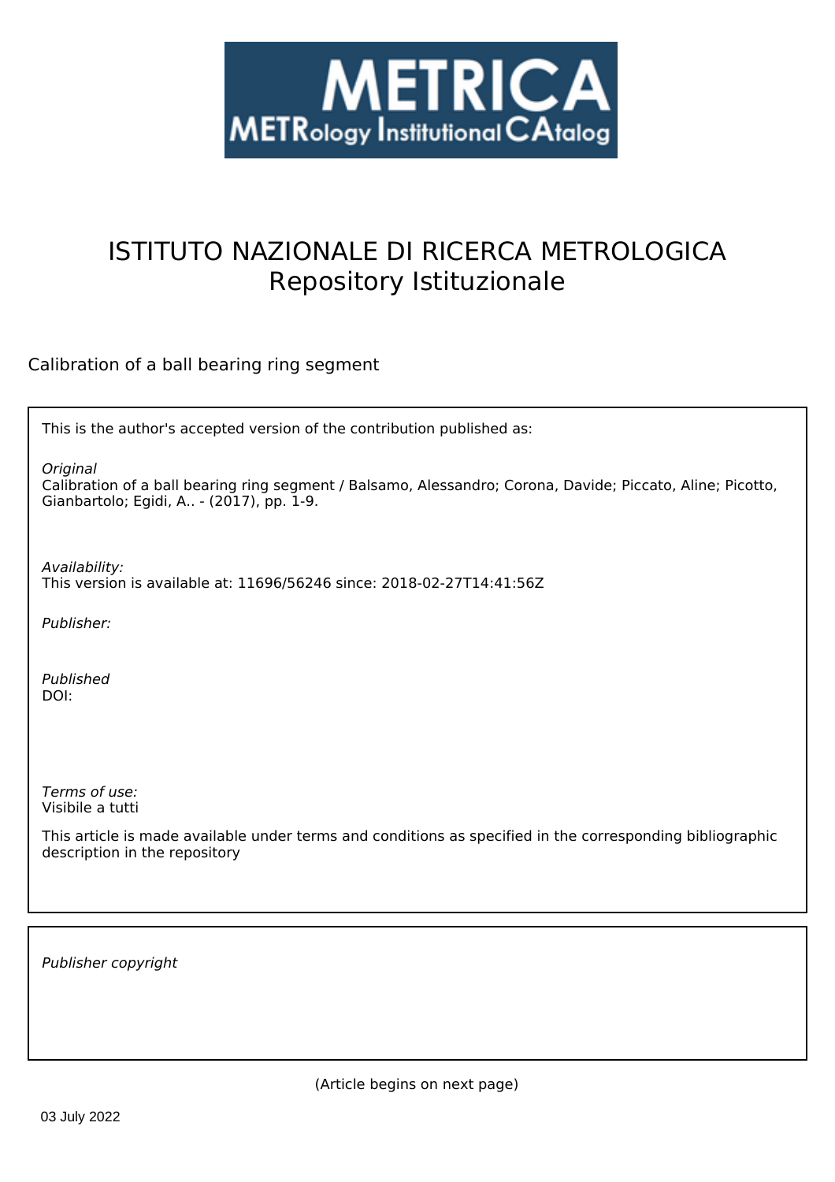METRICA
METRology Institutional CAtalog

# ISTITUTO NAZIONALE DI RICERCA METROLOGICA
Repository Istituzionale

Calibration of a ball bearing ring segment

This is the author's accepted version of the contribution published as:

*Original*
Calibration of a ball bearing ring segment / Balsamo, Alessandro; Corona, Davide; Piccato, Aline; Picotto, Gianbartolo; Egidi, A.. - (2017), pp. 1-9.

*Availability:*
This version is available at: 11696/56246 since: 2018-02-27T14:41:56Z

*Publisher:*

*Published*
DOI:

*Terms of use:*
Visibile a tutti

This article is made available under terms and conditions as specified in the corresponding bibliographic description in the repository

*Publisher copyright*

(Article begins on next page)

03 July 2022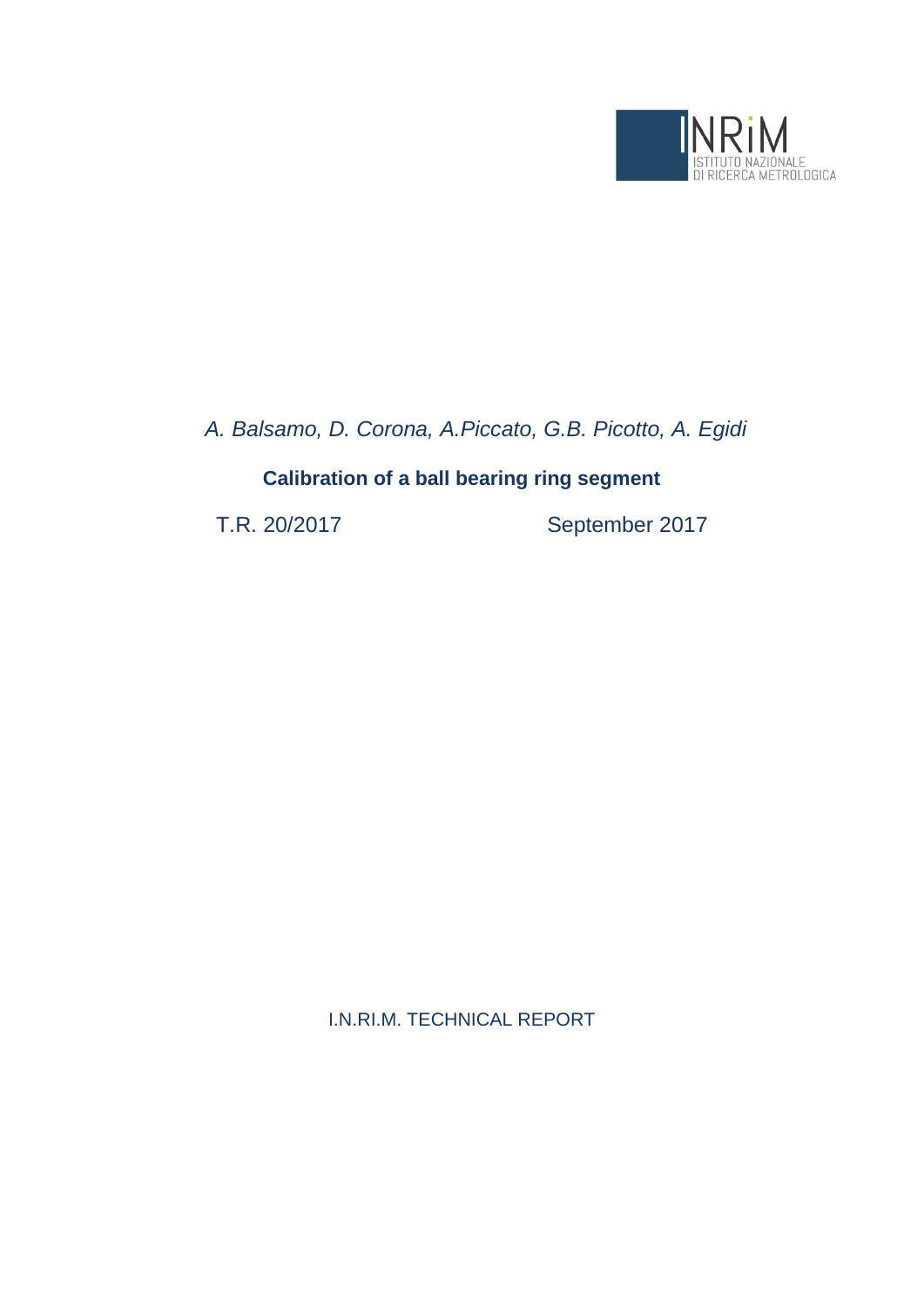*A. Balsamo, D. Corona, A.Piccato, G.B. Picotto, A. Egidi*

**Calibration of a ball bearing ring segment**

T.R. 20/2017 September 2017

I.N.RI.M. TECHNICAL REPORT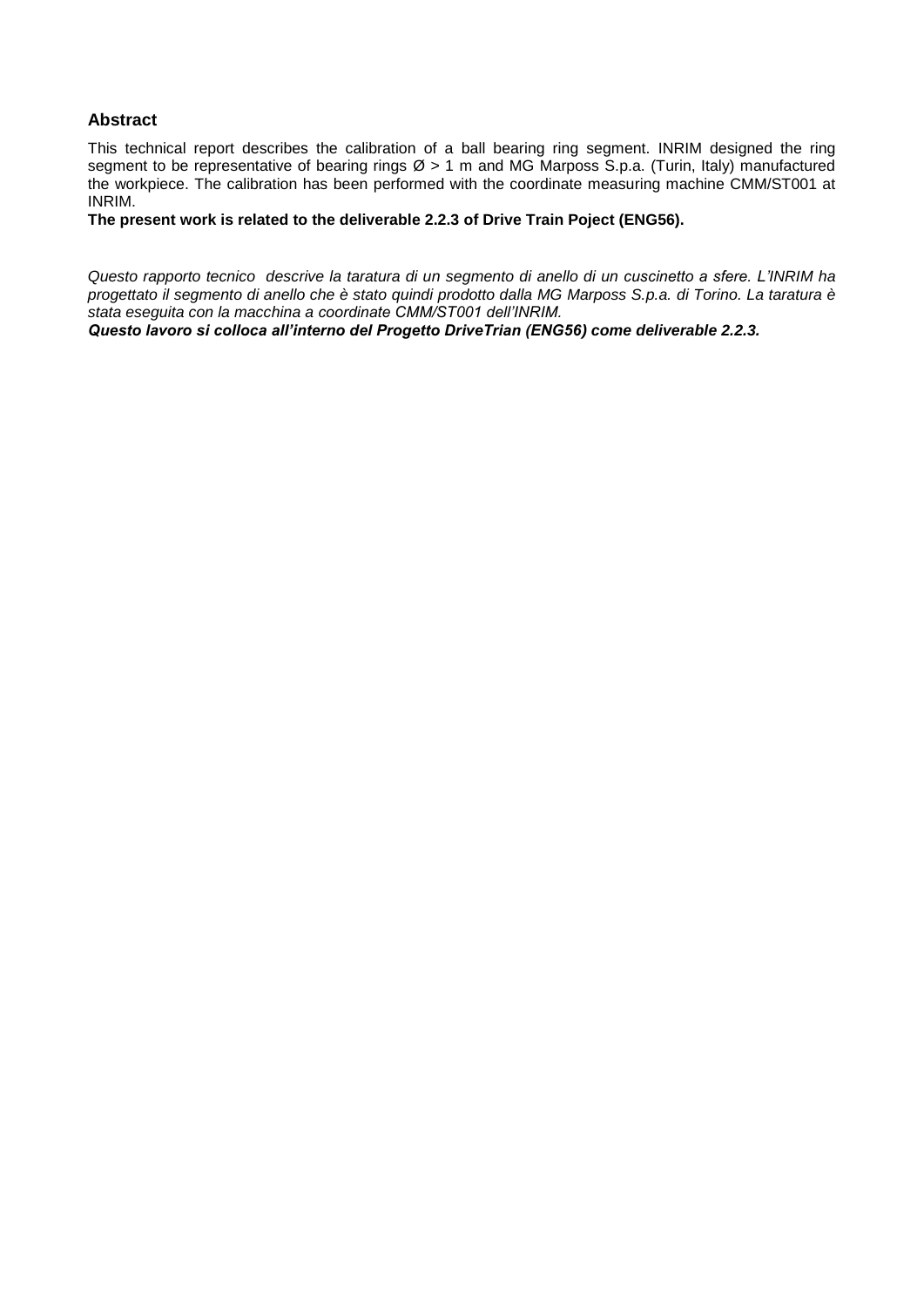## Abstract

This technical report describes the calibration of a ball bearing ring segment. INRIM designed the ring segment to be representative of bearing rings Ø > 1 m and MG Marposs S.p.a. (Turin, Italy) manufactured the workpiece. The calibration has been performed with the coordinate measuring machine CMM/ST001 at INRIM.

**The present work is related to the deliverable 2.2.3 of Drive Train Poject (ENG56).**

*Questo rapporto tecnico descrive la taratura di un segmento di anello di un cuscinetto a sfere. L'INRIM ha progettato il segmento di anello che è stato quindi prodotto dalla MG Marposs S.p.a. di Torino. La taratura è stata eseguita con la macchina a coordinate CMM/ST001 dell'INRIM.*

***Questo lavoro si colloca all'interno del Progetto DriveTrian (ENG56) come deliverable 2.2.3.***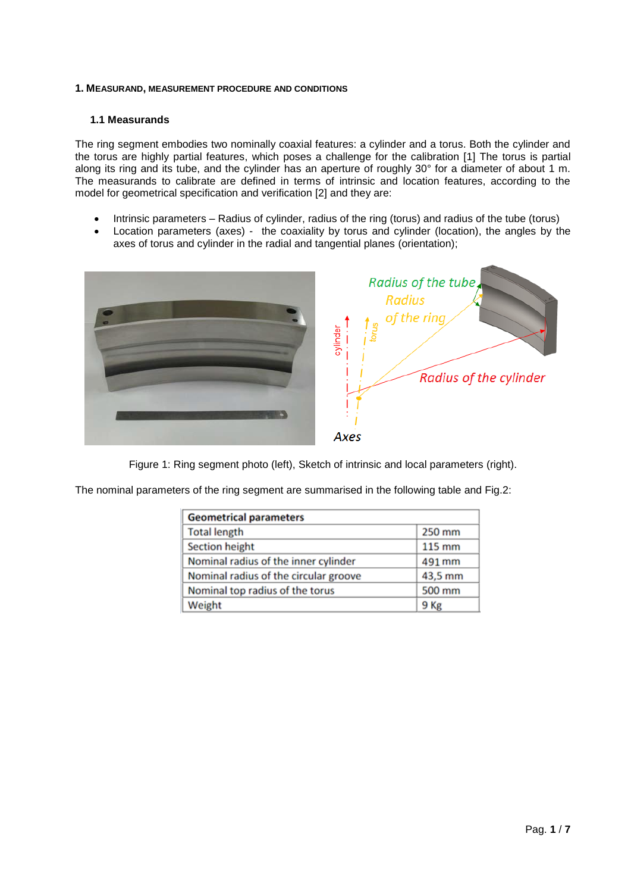### 1. MEASURAND, MEASUREMENT PROCEDURE AND CONDITIONS

#### 1.1 Measurands

The ring segment embodies two nominally coaxial features: a cylinder and a torus. Both the cylinder and the torus are highly partial features, which poses a challenge for the calibration [1] The torus is partial along its ring and its tube, and the cylinder has an aperture of roughly 30° for a diameter of about 1 m. The measurands to calibrate are defined in terms of intrinsic and location features, according to the model for geometrical specification and verification [2] and they are:

- Intrinsic parameters – Radius of cylinder, radius of the ring (torus) and radius of the tube (torus)
- Location parameters (axes) - the coaxiality by torus and cylinder (location), the angles by the axes of torus and cylinder in the radial and tangential planes (orientation);

Figure 1: Ring segment photo (left), Sketch of intrinsic and local parameters (right).

The nominal parameters of the ring segment are summarised in the following table and Fig.2:

| Geometrical parameters | |
|---|---|
| Total length | 250 mm |
| Section height | 115 mm |
| Nominal radius of the inner cylinder | 491 mm |
| Nominal radius of the circular groove | 43,5 mm |
| Nominal top radius of the torus | 500 mm |
| Weight | 9 Kg |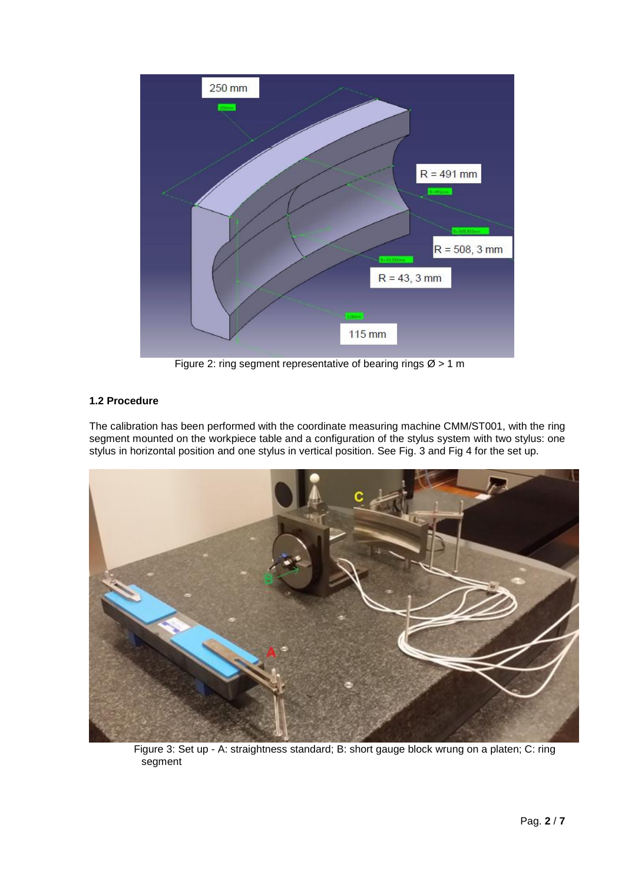Figure 2: ring segment representative of bearing rings Ø > 1 m

### 1.2 Procedure

The calibration has been performed with the coordinate measuring machine CMM/ST001, with the ring segment mounted on the workpiece table and a configuration of the stylus system with two stylus: one stylus in horizontal position and one stylus in vertical position. See Fig. 3 and Fig 4 for the set up.

Figure 3: Set up - A: straightness standard; B: short gauge block wrung on a platen; C: ring segment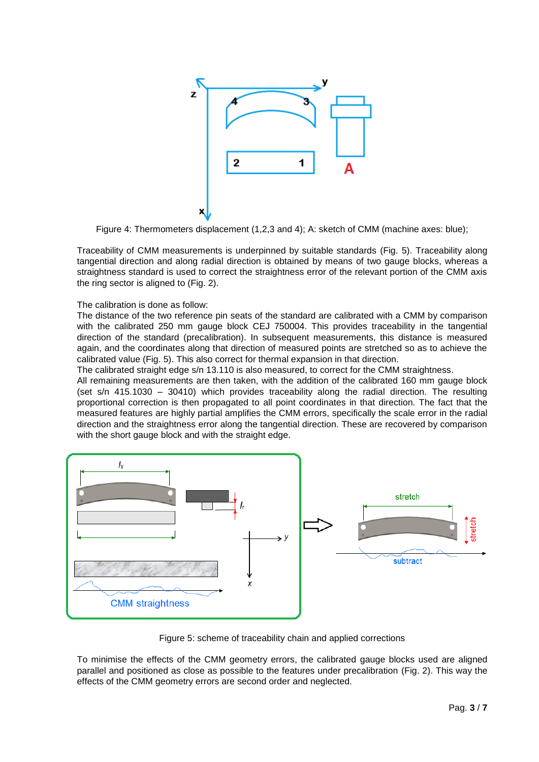Figure 4: Thermometers displacement (1,2,3 and 4); A: sketch of CMM (machine axes: blue);

Traceability of CMM measurements is underpinned by suitable standards (Fig. 5). Traceability along tangential direction and along radial direction is obtained by means of two gauge blocks, whereas a straightness standard is used to correct the straightness error of the relevant portion of the CMM axis the ring sector is aligned to (Fig. 2).

The calibration is done as follow:
The distance of the two reference pin seats of the standard are calibrated with a CMM by comparison with the calibrated 250 mm gauge block CEJ 750004. This provides traceability in the tangential direction of the standard (precalibration). In subsequent measurements, this distance is measured again, and the coordinates along that direction of measured points are stretched so as to achieve the calibrated value (Fig. 5). This also correct for thermal expansion in that direction.
The calibrated straight edge s/n 13.110 is also measured, to correct for the CMM straightness.
All remaining measurements are then taken, with the addition of the calibrated 160 mm gauge block (set s/n 415.1030 – 30410) which provides traceability along the radial direction. The resulting proportional correction is then propagated to all point coordinates in that direction. The fact that the measured features are highly partial amplifies the CMM errors, specifically the scale error in the radial direction and the straightness error along the tangential direction. These are recovered by comparison with the short gauge block and with the straight edge.

Figure 5: scheme of traceability chain and applied corrections

To minimise the effects of the CMM geometry errors, the calibrated gauge blocks used are aligned parallel and positioned as close as possible to the features under precalibration (Fig. 2). This way the effects of the CMM geometry errors are second order and neglected.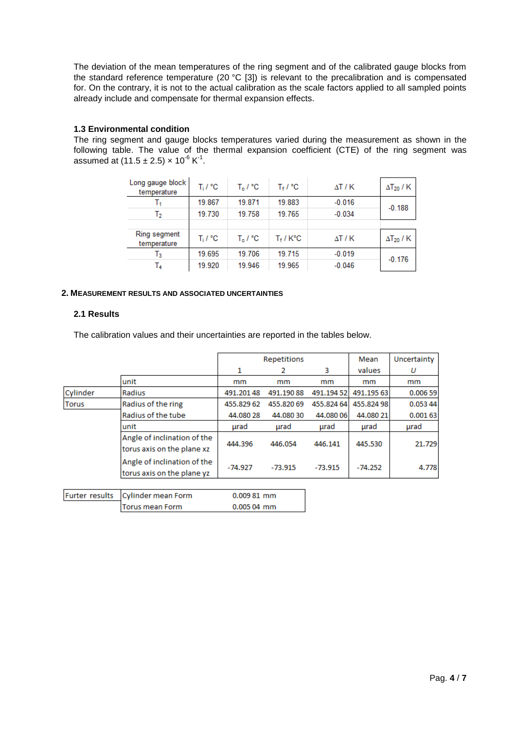The deviation of the mean temperatures of the ring segment and of the calibrated gauge blocks from the standard reference temperature (20 °C [3]) is relevant to the precalibration and is compensated for. On the contrary, it is not to the actual calibration as the scale factors applied to all sampled points already include and compensate for thermal expansion effects.

### 1.3 Environmental condition

The ring segment and gauge blocks temperatures varied during the measurement as shown in the following table. The value of the thermal expansion coefficient (CTE) of the ring segment was assumed at $(11.5 \pm 2.5) \times 10^{-6}$ $K^{-1}$.

| Long gauge block temperature | $T_i$ / °C | $T_c$ / °C | $T_f$ / °C | $\Delta T$ / K | $\Delta T_{20}$ / K |
|---|---|---|---|---|---|
| $T_1$ | 19.867 | 19.871 | 19.883 | -0.016 | -0.188 |
| $T_2$ | 19.730 | 19.758 | 19.765 | -0.034 | |
| | | | | | |
| Ring segment temperature | $T_i$ / °C | $T_c$ / °C | $T_f$ / K°C | $\Delta T$ / K | $\Delta T_{20}$ / K |
| $T_3$ | 19.695 | 19.706 | 19.715 | -0.019 | -0.176 |
| $T_4$ | 19.920 | 19.946 | 19.965 | -0.046 | |

## 2. Measurement results and associated uncertainties

### 2.1 Results

The calibration values and their uncertainties are reported in the tables below.

| | | Repetitions 1 | 2 | 3 | Mean values | Uncertainty $U$ |
|---|---|---|---|---|---|---|
| | unit | mm | mm | mm | mm | mm |
| Cylinder | Radius | 491.201 48 | 491.190 88 | 491.194 52 | 491.195 63 | 0.006 59 |
| Torus | Radius of the ring | 455.829 62 | 455.820 69 | 455.824 64 | 455.824 98 | 0.053 44 |
| | Radius of the tube | 44.080 28 | 44.080 30 | 44.080 06 | 44.080 21 | 0.001 63 |
| | unit | µrad | µrad | µrad | µrad | µrad |
| | Angle of inclination of the torus axis on the plane xz | 444.396 | 446.054 | 446.141 | 445.530 | 21.729 |
| | Angle of inclination of the torus axis on the plane yz | -74.927 | -73.915 | -73.915 | -74.252 | 4.778 |

| Furter results | | |
|---|---|---|
| | Cylinder mean Form | 0.009 81 mm |
| | Torus mean Form | 0.005 04 mm |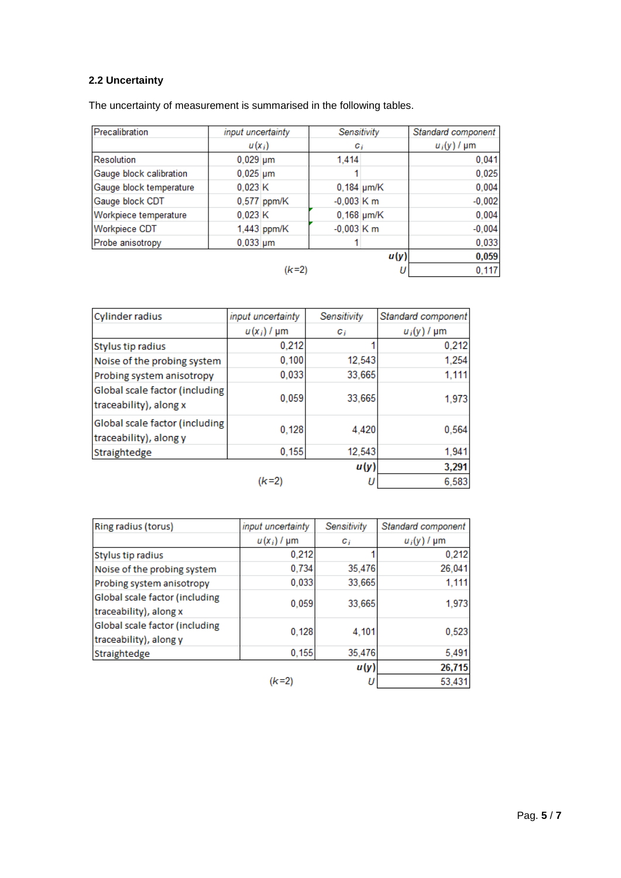## 2.2 Uncertainty

The uncertainty of measurement is summarised in the following tables.

| Precalibration | *input uncertainty* $u(x_i)$ | *Sensitivity* $c_i$ | *Standard component* $u_i(y)$ / µm |
|---|---|---|---|
| Resolution | 0,029 µm | 1,414 | 0,041 |
| Gauge block calibration | 0,025 µm | 1 | 0,025 |
| Gauge block temperature | 0,023 K | 0,184 µm/K | 0,004 |
| Gauge block CDT | 0,577 ppm/K | -0,003 K m | -0,002 |
| Workpiece temperature | 0,023 K | 0,168 µm/K | 0,004 |
| Workpiece CDT | 1,443 ppm/K | -0,003 K m | -0,004 |
| Probe anisotropy | 0,033 µm | 1 | 0,033 |
| | | **$u(y)$** | **0,059** |
| | ($k$=2) | $U$ | 0,117 |

| Cylinder radius | *input uncertainty* $u(x_i)$ / µm | *Sensitivity* $c_i$ | *Standard component* $u_i(y)$ / µm |
|---|---|---|---|
| Stylus tip radius | 0,212 | 1 | 0,212 |
| Noise of the probing system | 0,100 | 12,543 | 1,254 |
| Probing system anisotropy | 0,033 | 33,665 | 1,111 |
| Global scale factor (including traceability), along x | 0,059 | 33,665 | 1,973 |
| Global scale factor (including traceability), along y | 0,128 | 4,420 | 0,564 |
| Straightedge | 0,155 | 12,543 | 1,941 |
| | | **$u(y)$** | **3,291** |
| | ($k$=2) | $U$ | 6,583 |

| Ring radius (torus) | *input uncertainty* $u(x_i)$ / µm | *Sensitivity* $c_i$ | *Standard component* $u_i(y)$ / µm |
|---|---|---|---|
| Stylus tip radius | 0,212 | 1 | 0,212 |
| Noise of the probing system | 0,734 | 35,476 | 26,041 |
| Probing system anisotropy | 0,033 | 33,665 | 1,111 |
| Global scale factor (including traceability), along x | 0,059 | 33,665 | 1,973 |
| Global scale factor (including traceability), along y | 0,128 | 4,101 | 0,523 |
| Straightedge | 0,155 | 35,476 | 5,491 |
| | | **$u(y)$** | **26,715** |
| | ($k$=2) | $U$ | 53,431 |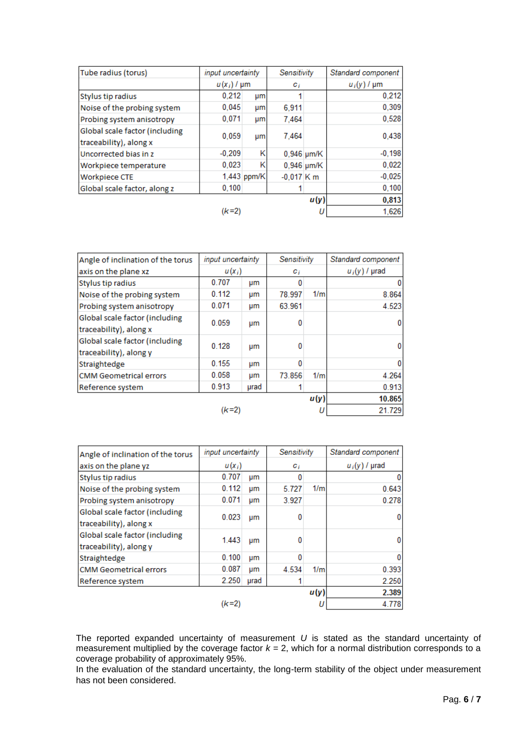| Tube radius (torus) | input uncertainty | | Sensitivity | | Standard component |
|---|---|---|---|---|---|
| | $u(x_i)$ / µm | | $c_i$ | | $u_i(y)$ / µm |
| Stylus tip radius | 0,212 | µm | 1 | | 0,212 |
| Noise of the probing system | 0,045 | µm | 6,911 | | 0,309 |
| Probing system anisotropy | 0,071 | µm | 7,464 | | 0,528 |
| Global scale factor (including traceability), along x | 0,059 | µm | 7,464 | | 0,438 |
| Uncorrected bias in z | -0,209 | K | 0,946 | µm/K | -0,198 |
| Workpiece temperature | 0,023 | K | 0,946 | µm/K | 0,022 |
| Workpiece CTE | 1,443 | ppm/K | -0,017 | K m | -0,025 |
| Global scale factor, along z | 0,100 | | 1 | | 0,100 |
| | | | | $u(y)$ | **0,813** |
| | ($k$=2) | | | $U$ | 1,626 |

| Angle of inclination of the torus axis on the plane xz | input uncertainty | | Sensitivity | | Standard component |
|---|---|---|---|---|---|
| | $u(x_i)$ | | $c_i$ | | $u_i(y)$ / µrad |
| Stylus tip radius | 0.707 | µm | 0 | | 0 |
| Noise of the probing system | 0.112 | µm | 78.997 | 1/m | 8.864 |
| Probing system anisotropy | 0.071 | µm | 63.961 | | 4.523 |
| Global scale factor (including traceability), along x | 0.059 | µm | 0 | | 0 |
| Global scale factor (including traceability), along y | 0.128 | µm | 0 | | 0 |
| Straightedge | 0.155 | µm | 0 | | 0 |
| CMM Geometrical errors | 0.058 | µm | 73.856 | 1/m | 4.264 |
| Reference system | 0.913 | µrad | 1 | | 0.913 |
| | | | | $u(y)$ | **10.865** |
| | ($k$=2) | | | $U$ | 21.729 |

| Angle of inclination of the torus axis on the plane yz | input uncertainty | | Sensitivity | | Standard component |
|---|---|---|---|---|---|
| | $u(x_i)$ | | $c_i$ | | $u_i(y)$ / µrad |
| Stylus tip radius | 0.707 | µm | 0 | | 0 |
| Noise of the probing system | 0.112 | µm | 5.727 | 1/m | 0.643 |
| Probing system anisotropy | 0.071 | µm | 3.927 | | 0.278 |
| Global scale factor (including traceability), along x | 0.023 | µm | 0 | | 0 |
| Global scale factor (including traceability), along y | 1.443 | µm | 0 | | 0 |
| Straightedge | 0.100 | µm | 0 | | 0 |
| CMM Geometrical errors | 0.087 | µm | 4.534 | 1/m | 0.393 |
| Reference system | 2.250 | µrad | 1 | | 2.250 |
| | | | | $u(y)$ | **2.389** |
| | ($k$=2) | | | $U$ | 4.778 |

The reported expanded uncertainty of measurement $U$ is stated as the standard uncertainty of measurement multiplied by the coverage factor $k$ = 2, which for a normal distribution corresponds to a coverage probability of approximately 95%.
In the evaluation of the standard uncertainty, the long-term stability of the object under measurement has not been considered.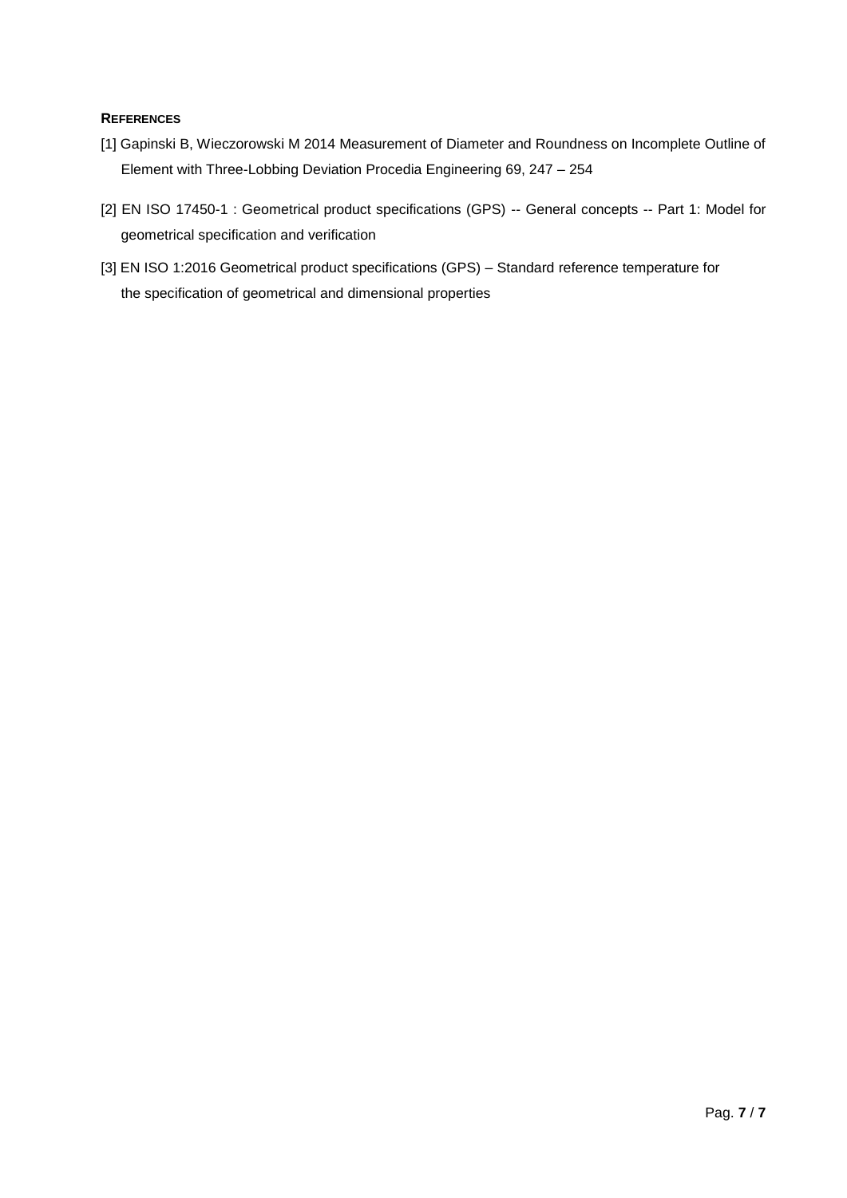### References

[1] Gapinski B, Wieczorowski M 2014 Measurement of Diameter and Roundness on Incomplete Outline of Element with Three-Lobbing Deviation Procedia Engineering 69, 247 – 254

[2] EN ISO 17450-1 : Geometrical product specifications (GPS) -- General concepts -- Part 1: Model for geometrical specification and verification

[3] EN ISO 1:2016 Geometrical product specifications (GPS) – Standard reference temperature for the specification of geometrical and dimensional properties